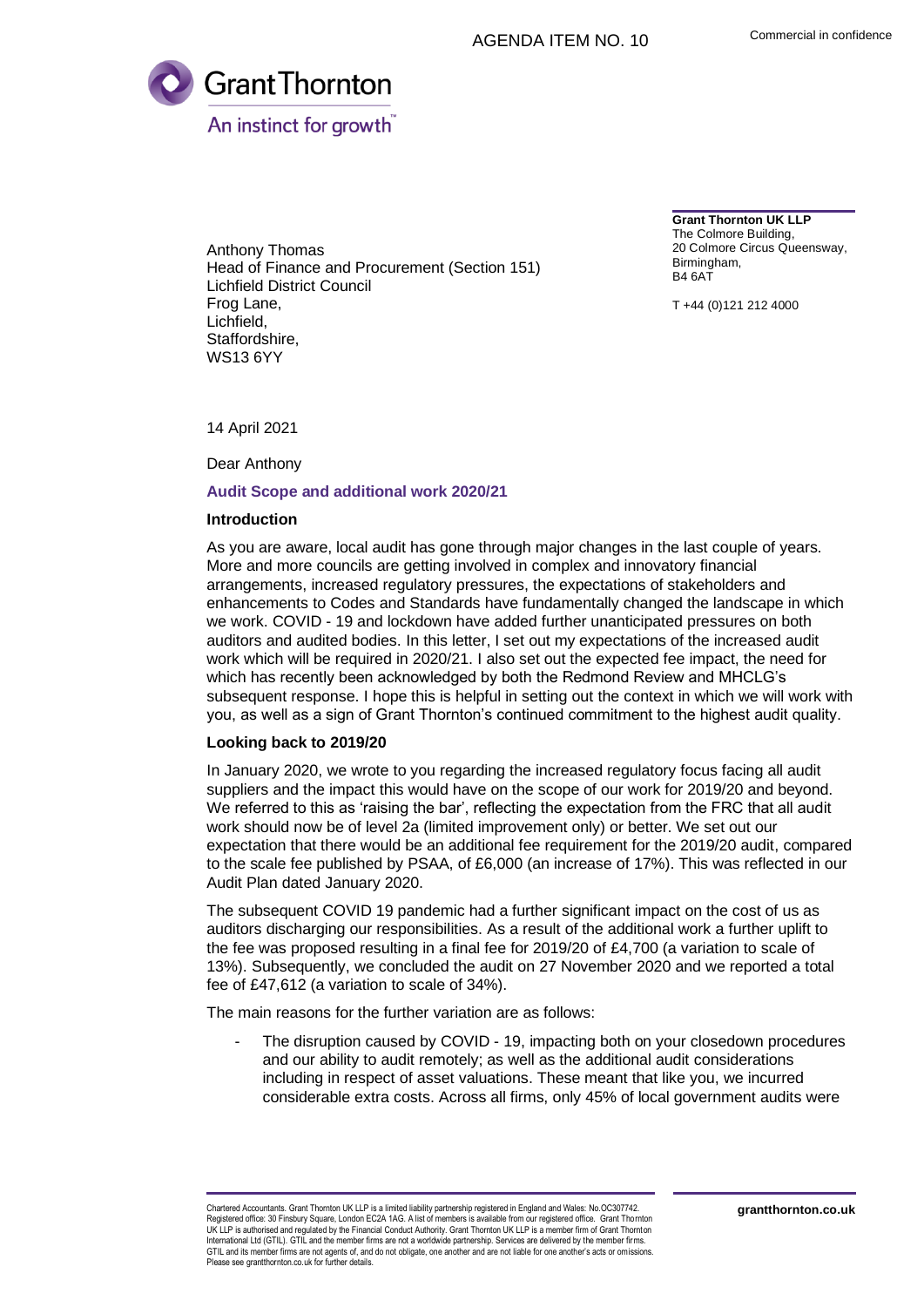AGENDA ITEM NO. 10

Commercial in confidence

Grant Thornton
An instinct for growth™

Anthony Thomas
Head of Finance and Procurement (Section 151)
Lichfield District Council
Frog Lane,
Lichfield,
Staffordshire,
WS13 6YY

**Grant Thornton UK LLP**
The Colmore Building,
20 Colmore Circus Queensway,
Birmingham,
B4 6AT

T +44 (0)121 212 4000

14 April 2021

Dear Anthony

**Audit Scope and additional work 2020/21**

**Introduction**

As you are aware, local audit has gone through major changes in the last couple of years. More and more councils are getting involved in complex and innovatory financial arrangements, increased regulatory pressures, the expectations of stakeholders and enhancements to Codes and Standards have fundamentally changed the landscape in which we work. COVID - 19 and lockdown have added further unanticipated pressures on both auditors and audited bodies. In this letter, I set out my expectations of the increased audit work which will be required in 2020/21. I also set out the expected fee impact, the need for which has recently been acknowledged by both the Redmond Review and MHCLG's subsequent response. I hope this is helpful in setting out the context in which we will work with you, as well as a sign of Grant Thornton's continued commitment to the highest audit quality.

**Looking back to 2019/20**

In January 2020, we wrote to you regarding the increased regulatory focus facing all audit suppliers and the impact this would have on the scope of our work for 2019/20 and beyond. We referred to this as 'raising the bar', reflecting the expectation from the FRC that all audit work should now be of level 2a (limited improvement only) or better. We set out our expectation that there would be an additional fee requirement for the 2019/20 audit, compared to the scale fee published by PSAA, of £6,000 (an increase of 17%). This was reflected in our Audit Plan dated January 2020.

The subsequent COVID 19 pandemic had a further significant impact on the cost of us as auditors discharging our responsibilities. As a result of the additional work a further uplift to the fee was proposed resulting in a final fee for 2019/20 of £4,700 (a variation to scale of 13%). Subsequently, we concluded the audit on 27 November 2020 and we reported a total fee of £47,612 (a variation to scale of 34%).

The main reasons for the further variation are as follows:

- The disruption caused by COVID - 19, impacting both on your closedown procedures and our ability to audit remotely; as well as the additional audit considerations including in respect of asset valuations. These meant that like you, we incurred considerable extra costs. Across all firms, only 45% of local government audits were

Chartered Accountants. Grant Thornton UK LLP is a limited liability partnership registered in England and Wales: No.OC307742. Registered office: 30 Finsbury Square, London EC2A 1AG. A list of members is available from our registered office. Grant Thornton UK LLP is authorised and regulated by the Financial Conduct Authority. Grant Thornton UK LLP is a member firm of Grant Thornton International Ltd (GTIL). GTIL and the member firms are not a worldwide partnership. Services are delivered by the member firms. GTIL and its member firms are not agents of, and do not obligate, one another and are not liable for one another's acts or omissions. Please see grantthornton.co.uk for further details.

**grantthornton.co.uk**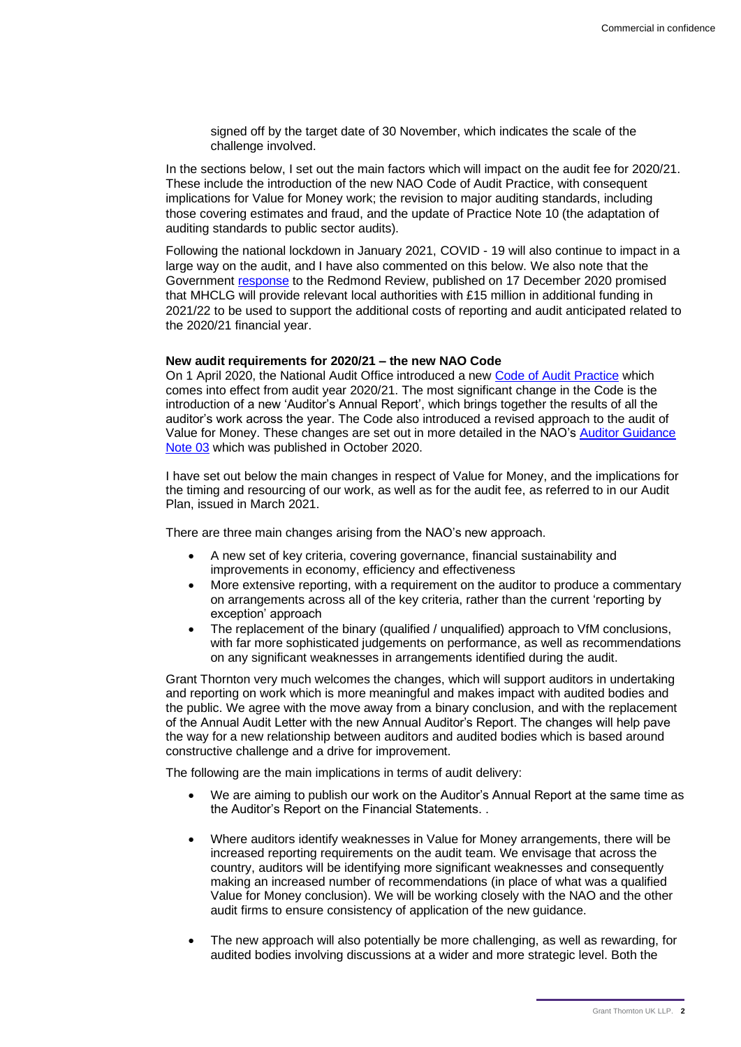signed off by the target date of 30 November, which indicates the scale of the challenge involved.

In the sections below, I set out the main factors which will impact on the audit fee for 2020/21. These include the introduction of the new NAO Code of Audit Practice, with consequent implications for Value for Money work; the revision to major auditing standards, including those covering estimates and fraud, and the update of Practice Note 10 (the adaptation of auditing standards to public sector audits).

Following the national lockdown in January 2021, COVID - 19 will also continue to impact in a large way on the audit, and I have also commented on this below. We also note that the Government response to the Redmond Review, published on 17 December 2020 promised that MHCLG will provide relevant local authorities with £15 million in additional funding in 2021/22 to be used to support the additional costs of reporting and audit anticipated related to the 2020/21 financial year.

**New audit requirements for 2020/21 – the new NAO Code**

On 1 April 2020, the National Audit Office introduced a new Code of Audit Practice which comes into effect from audit year 2020/21. The most significant change in the Code is the introduction of a new 'Auditor's Annual Report', which brings together the results of all the auditor's work across the year. The Code also introduced a revised approach to the audit of Value for Money. These changes are set out in more detailed in the NAO's Auditor Guidance Note 03 which was published in October 2020.

I have set out below the main changes in respect of Value for Money, and the implications for the timing and resourcing of our work, as well as for the audit fee, as referred to in our Audit Plan, issued in March 2021.

There are three main changes arising from the NAO's new approach.

- A new set of key criteria, covering governance, financial sustainability and improvements in economy, efficiency and effectiveness
- More extensive reporting, with a requirement on the auditor to produce a commentary on arrangements across all of the key criteria, rather than the current 'reporting by exception' approach
- The replacement of the binary (qualified / unqualified) approach to VfM conclusions, with far more sophisticated judgements on performance, as well as recommendations on any significant weaknesses in arrangements identified during the audit.

Grant Thornton very much welcomes the changes, which will support auditors in undertaking and reporting on work which is more meaningful and makes impact with audited bodies and the public. We agree with the move away from a binary conclusion, and with the replacement of the Annual Audit Letter with the new Annual Auditor's Report. The changes will help pave the way for a new relationship between auditors and audited bodies which is based around constructive challenge and a drive for improvement.

The following are the main implications in terms of audit delivery:

- We are aiming to publish our work on the Auditor's Annual Report at the same time as the Auditor's Report on the Financial Statements. .
- Where auditors identify weaknesses in Value for Money arrangements, there will be increased reporting requirements on the audit team. We envisage that across the country, auditors will be identifying more significant weaknesses and consequently making an increased number of recommendations (in place of what was a qualified Value for Money conclusion). We will be working closely with the NAO and the other audit firms to ensure consistency of application of the new guidance.
- The new approach will also potentially be more challenging, as well as rewarding, for audited bodies involving discussions at a wider and more strategic level. Both the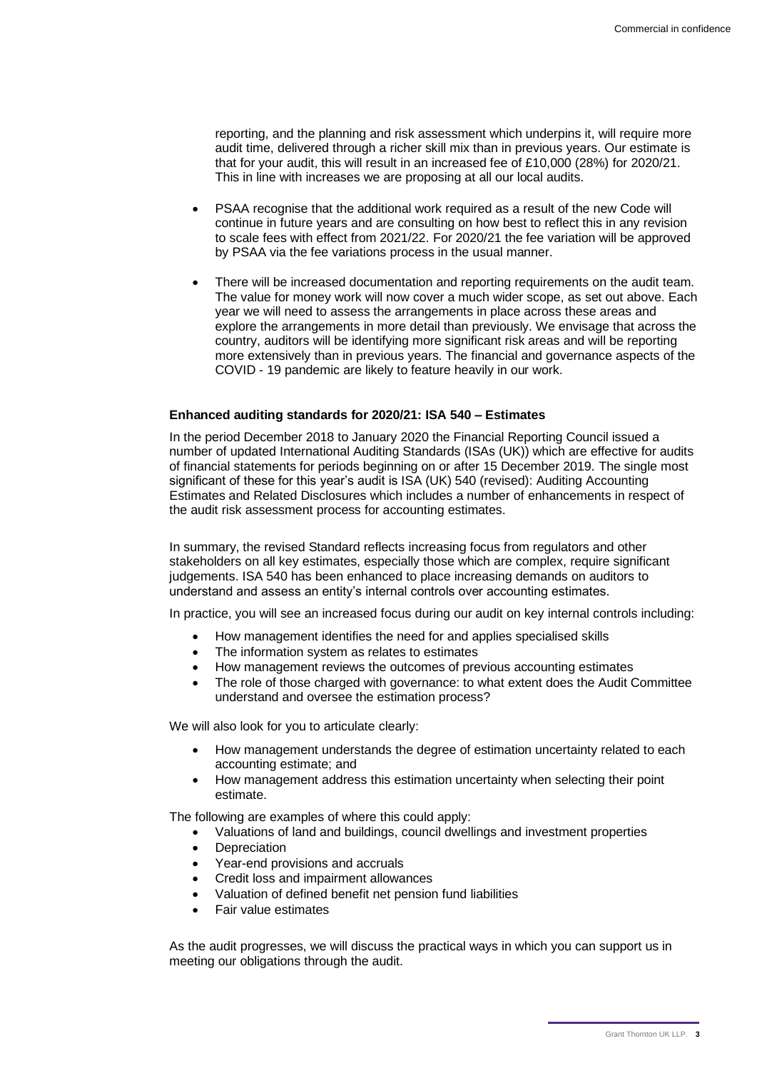reporting, and the planning and risk assessment which underpins it, will require more audit time, delivered through a richer skill mix than in previous years. Our estimate is that for your audit, this will result in an increased fee of £10,000 (28%) for 2020/21. This in line with increases we are proposing at all our local audits.

- PSAA recognise that the additional work required as a result of the new Code will continue in future years and are consulting on how best to reflect this in any revision to scale fees with effect from 2021/22. For 2020/21 the fee variation will be approved by PSAA via the fee variations process in the usual manner.
- There will be increased documentation and reporting requirements on the audit team. The value for money work will now cover a much wider scope, as set out above. Each year we will need to assess the arrangements in place across these areas and explore the arrangements in more detail than previously. We envisage that across the country, auditors will be identifying more significant risk areas and will be reporting more extensively than in previous years. The financial and governance aspects of the COVID - 19 pandemic are likely to feature heavily in our work.

**Enhanced auditing standards for 2020/21: ISA 540 – Estimates**

In the period December 2018 to January 2020 the Financial Reporting Council issued a number of updated International Auditing Standards (ISAs (UK)) which are effective for audits of financial statements for periods beginning on or after 15 December 2019. The single most significant of these for this year's audit is ISA (UK) 540 (revised): Auditing Accounting Estimates and Related Disclosures which includes a number of enhancements in respect of the audit risk assessment process for accounting estimates.

In summary, the revised Standard reflects increasing focus from regulators and other stakeholders on all key estimates, especially those which are complex, require significant judgements. ISA 540 has been enhanced to place increasing demands on auditors to understand and assess an entity's internal controls over accounting estimates.

In practice, you will see an increased focus during our audit on key internal controls including:

- How management identifies the need for and applies specialised skills
- The information system as relates to estimates
- How management reviews the outcomes of previous accounting estimates
- The role of those charged with governance: to what extent does the Audit Committee understand and oversee the estimation process?

We will also look for you to articulate clearly:

- How management understands the degree of estimation uncertainty related to each accounting estimate; and
- How management address this estimation uncertainty when selecting their point estimate.

The following are examples of where this could apply:

- Valuations of land and buildings, council dwellings and investment properties
- Depreciation
- Year-end provisions and accruals
- Credit loss and impairment allowances
- Valuation of defined benefit net pension fund liabilities
- Fair value estimates

As the audit progresses, we will discuss the practical ways in which you can support us in meeting our obligations through the audit.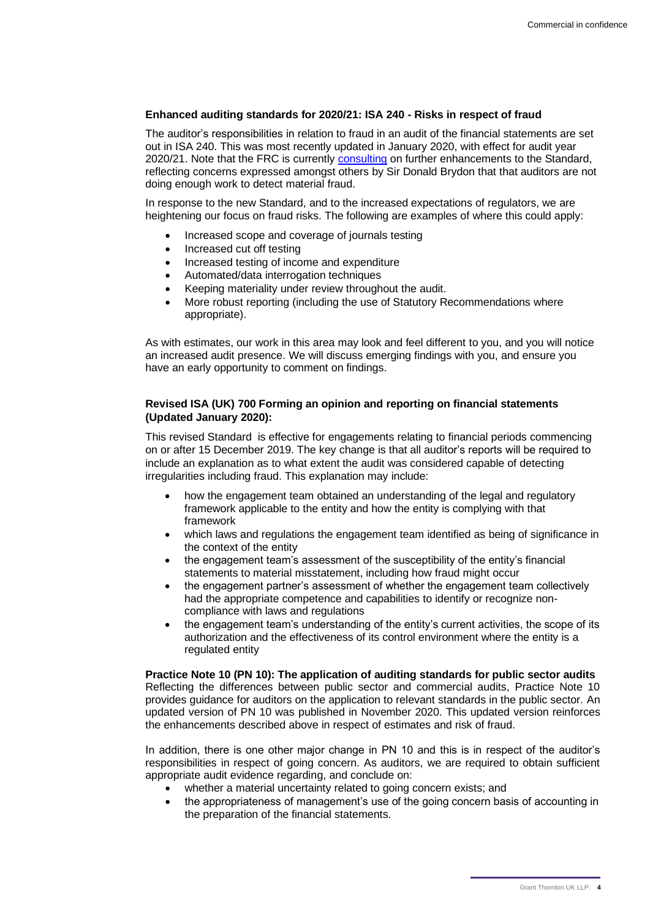**Enhanced auditing standards for 2020/21: ISA 240 - Risks in respect of fraud**

The auditor's responsibilities in relation to fraud in an audit of the financial statements are set out in ISA 240. This was most recently updated in January 2020, with effect for audit year 2020/21. Note that the FRC is currently consulting on further enhancements to the Standard, reflecting concerns expressed amongst others by Sir Donald Brydon that that auditors are not doing enough work to detect material fraud.

In response to the new Standard, and to the increased expectations of regulators, we are heightening our focus on fraud risks. The following are examples of where this could apply:

- Increased scope and coverage of journals testing
- Increased cut off testing
- Increased testing of income and expenditure
- Automated/data interrogation techniques
- Keeping materiality under review throughout the audit.
- More robust reporting (including the use of Statutory Recommendations where appropriate).

As with estimates, our work in this area may look and feel different to you, and you will notice an increased audit presence. We will discuss emerging findings with you, and ensure you have an early opportunity to comment on findings.

**Revised ISA (UK) 700 Forming an opinion and reporting on financial statements (Updated January 2020):**

This revised Standard is effective for engagements relating to financial periods commencing on or after 15 December 2019. The key change is that all auditor's reports will be required to include an explanation as to what extent the audit was considered capable of detecting irregularities including fraud. This explanation may include:

- how the engagement team obtained an understanding of the legal and regulatory framework applicable to the entity and how the entity is complying with that framework
- which laws and regulations the engagement team identified as being of significance in the context of the entity
- the engagement team's assessment of the susceptibility of the entity's financial statements to material misstatement, including how fraud might occur
- the engagement partner's assessment of whether the engagement team collectively had the appropriate competence and capabilities to identify or recognize non-compliance with laws and regulations
- the engagement team's understanding of the entity's current activities, the scope of its authorization and the effectiveness of its control environment where the entity is a regulated entity

**Practice Note 10 (PN 10): The application of auditing standards for public sector audits**

Reflecting the differences between public sector and commercial audits, Practice Note 10 provides guidance for auditors on the application to relevant standards in the public sector. An updated version of PN 10 was published in November 2020. This updated version reinforces the enhancements described above in respect of estimates and risk of fraud.

In addition, there is one other major change in PN 10 and this is in respect of the auditor's responsibilities in respect of going concern. As auditors, we are required to obtain sufficient appropriate audit evidence regarding, and conclude on:

- whether a material uncertainty related to going concern exists; and
- the appropriateness of management's use of the going concern basis of accounting in the preparation of the financial statements.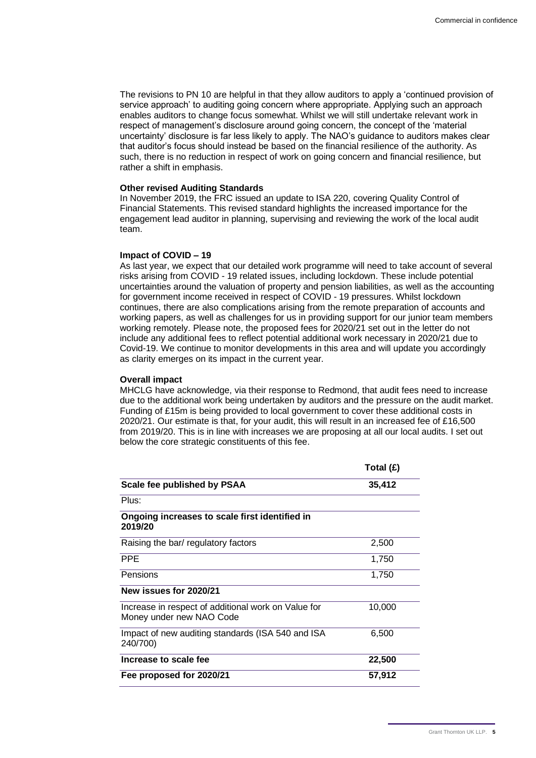The revisions to PN 10 are helpful in that they allow auditors to apply a 'continued provision of service approach' to auditing going concern where appropriate. Applying such an approach enables auditors to change focus somewhat. Whilst we will still undertake relevant work in respect of management's disclosure around going concern, the concept of the 'material uncertainty' disclosure is far less likely to apply. The NAO's guidance to auditors makes clear that auditor's focus should instead be based on the financial resilience of the authority. As such, there is no reduction in respect of work on going concern and financial resilience, but rather a shift in emphasis.

**Other revised Auditing Standards**

In November 2019, the FRC issued an update to ISA 220, covering Quality Control of Financial Statements. This revised standard highlights the increased importance for the engagement lead auditor in planning, supervising and reviewing the work of the local audit team.

**Impact of COVID – 19**

As last year, we expect that our detailed work programme will need to take account of several risks arising from COVID - 19 related issues, including lockdown. These include potential uncertainties around the valuation of property and pension liabilities, as well as the accounting for government income received in respect of COVID - 19 pressures. Whilst lockdown continues, there are also complications arising from the remote preparation of accounts and working papers, as well as challenges for us in providing support for our junior team members working remotely. Please note, the proposed fees for 2020/21 set out in the letter do not include any additional fees to reflect potential additional work necessary in 2020/21 due to Covid-19. We continue to monitor developments in this area and will update you accordingly as clarity emerges on its impact in the current year.

**Overall impact**

MHCLG have acknowledge, via their response to Redmond, that audit fees need to increase due to the additional work being undertaken by auditors and the pressure on the audit market. Funding of £15m is being provided to local government to cover these additional costs in 2020/21. Our estimate is that, for your audit, this will result in an increased fee of £16,500 from 2019/20. This is in line with increases we are proposing at all our local audits. I set out below the core strategic constituents of this fee.

| | **Total (£)** |
|---|---|
| **Scale fee published by PSAA** | **35,412** |
| Plus: | |
| **Ongoing increases to scale first identified in 2019/20** | |
| Raising the bar/ regulatory factors | 2,500 |
| PPE | 1,750 |
| Pensions | 1,750 |
| **New issues for 2020/21** | |
| Increase in respect of additional work on Value for Money under new NAO Code | 10,000 |
| Impact of new auditing standards (ISA 540 and ISA 240/700) | 6,500 |
| **Increase to scale fee** | **22,500** |
| **Fee proposed for 2020/21** | **57,912** |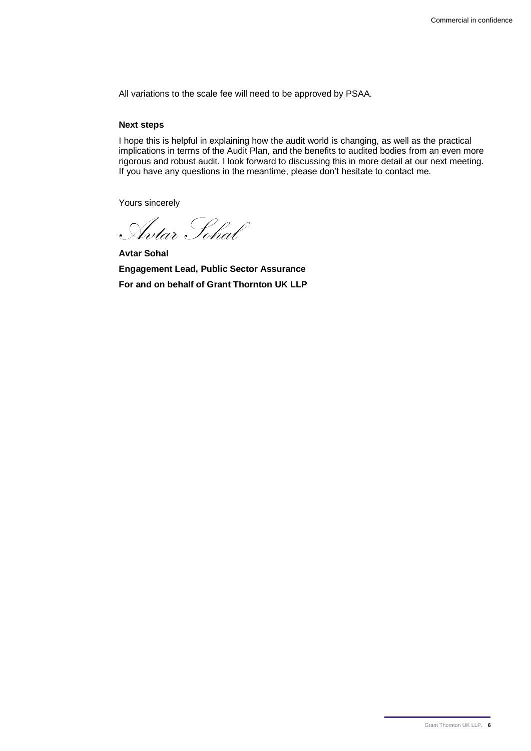All variations to the scale fee will need to be approved by PSAA.

**Next steps**

I hope this is helpful in explaining how the audit world is changing, as well as the practical implications in terms of the Audit Plan, and the benefits to audited bodies from an even more rigorous and robust audit. I look forward to discussing this in more detail at our next meeting. If you have any questions in the meantime, please don't hesitate to contact me.

Yours sincerely

*Avtar Sohal*

**Avtar Sohal**

**Engagement Lead, Public Sector Assurance**

**For and on behalf of Grant Thornton UK LLP**